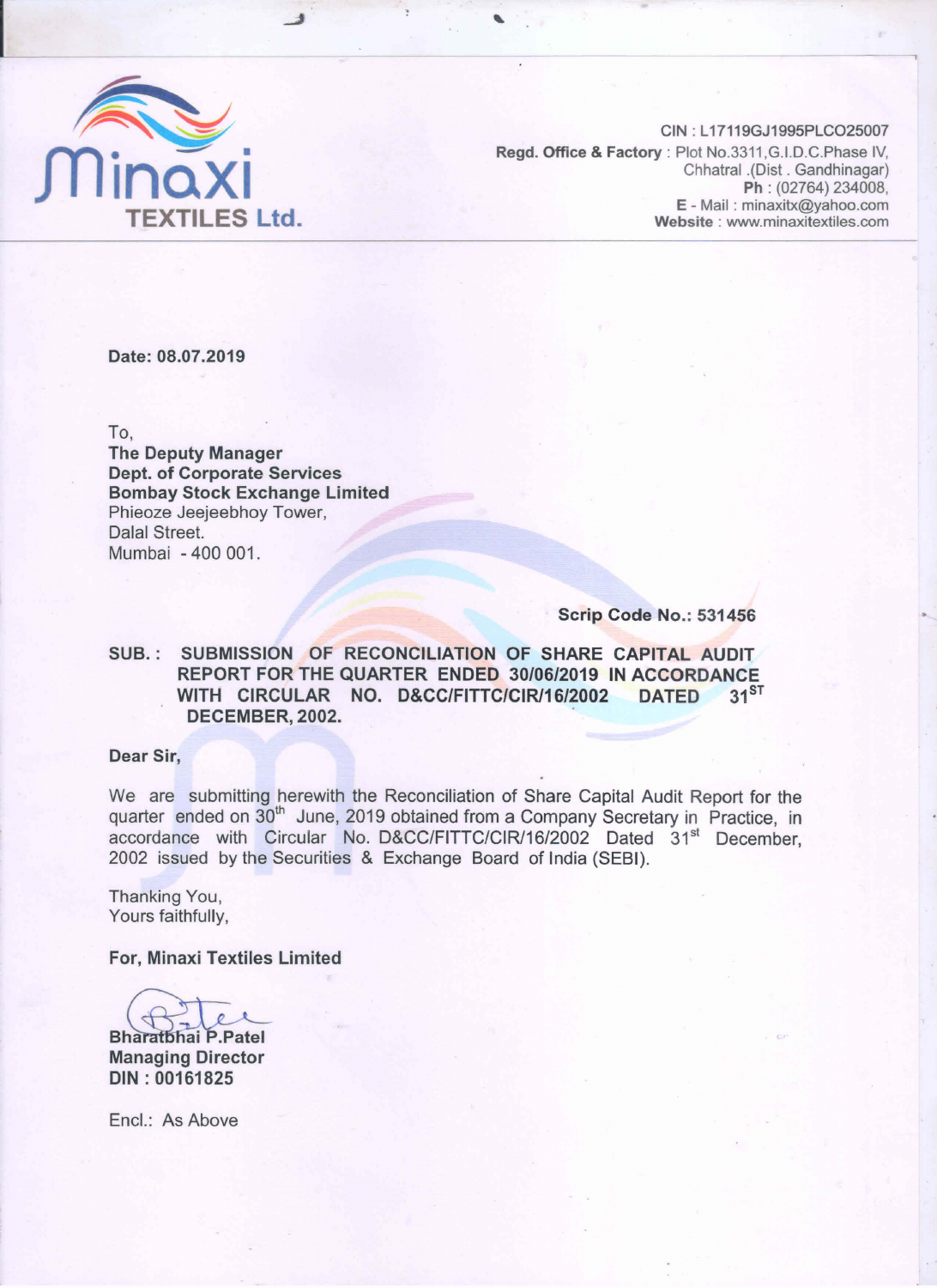**Minaxi TEXTILES Ltd.**

CIN : L17119GJ1995PLCO25007
**Regd. Office & Factory** : Plot No.3311,G.I.D.C.Phase IV, Chhatral .(Dist . Gandhinagar)
**Ph** : (02764) 234008,
**E** - Mail : minaxitx@yahoo.com
**Website** : www.minaxitextiles.com

---

**Date: 08.07.2019**

To,
**The Deputy Manager**
**Dept. of Corporate Services**
**Bombay Stock Exchange Limited**
Phieoze Jeejeebhoy Tower,
Dalal Street.
Mumbai - 400 001.

**Scrip Code No.: 531456**

**SUB. : SUBMISSION OF RECONCILIATION OF SHARE CAPITAL AUDIT REPORT FOR THE QUARTER ENDED 30/06/2019 IN ACCORDANCE WITH CIRCULAR NO. D&CC/FITTC/CIR/16/2002 DATED 31ST DECEMBER, 2002.**

**Dear Sir,**

We are submitting herewith the Reconciliation of Share Capital Audit Report for the quarter ended on 30th June, 2019 obtained from a Company Secretary in Practice, in accordance with Circular No. D&CC/FITTC/CIR/16/2002 Dated 31st December, 2002 issued by the Securities & Exchange Board of India (SEBI).

Thanking You,
Yours faithfully,

**For, Minaxi Textiles Limited**

**Bharatbhai P.Patel**
**Managing Director**
**DIN : 00161825**

Encl.: As Above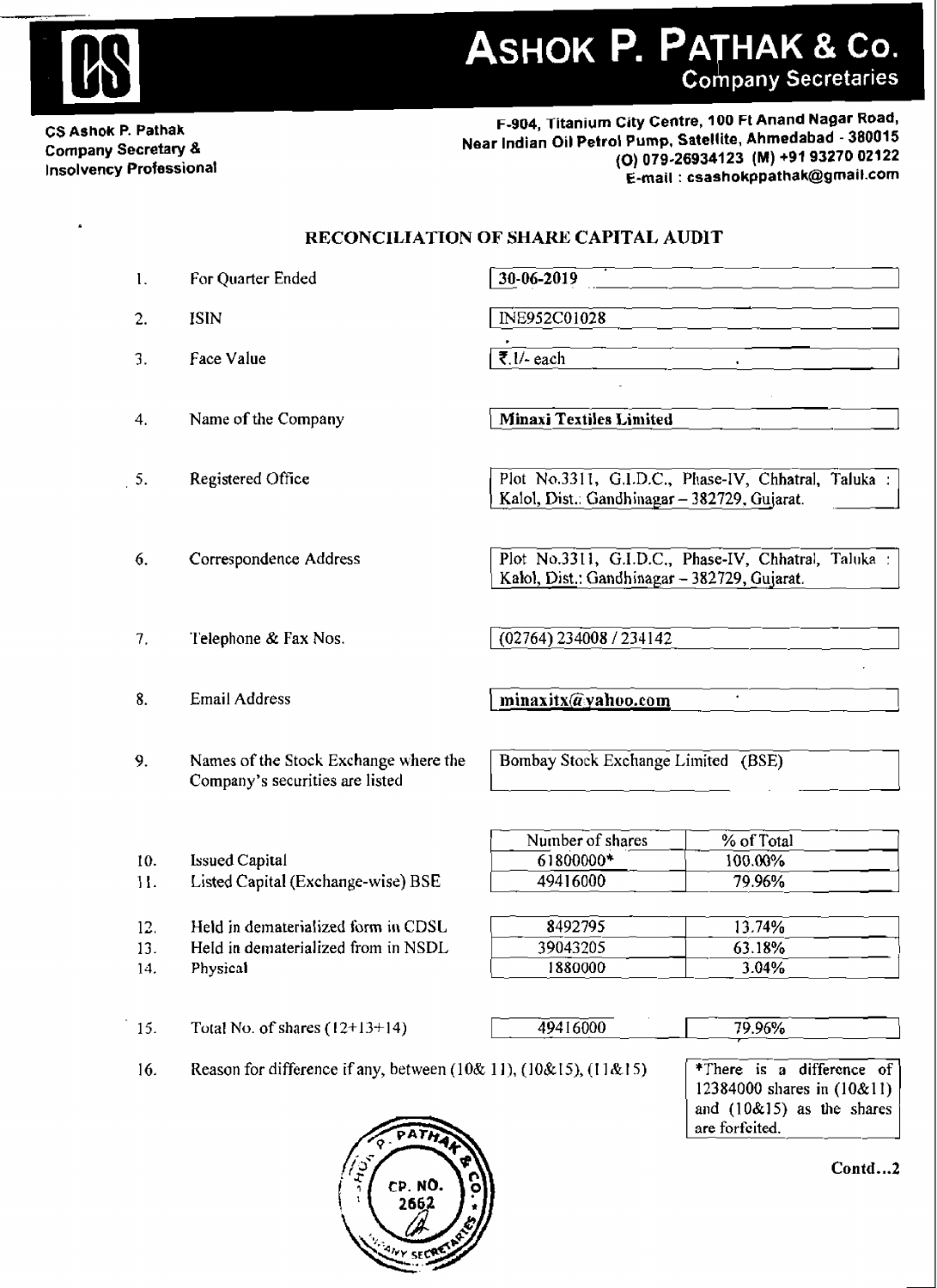**ASHOK P. PATHAK & Co.**
**Company Secretaries**

**CS Ashok P. Pathak**
**Company Secretary &**
**Insolvency Professional**

**F-904, Titanium City Centre, 100 Ft Anand Nagar Road, Near Indian Oil Petrol Pump, Satellite, Ahmedabad - 380015**
**(O) 079-26934123 (M) +91 93270 02122**
**E-mail : csashokppathak@gmail.com**

## RECONCILIATION OF SHARE CAPITAL AUDIT

| No. | Particulars | Details |
|---|---|---|
| 1. | For Quarter Ended | 30-06-2019 |
| 2. | ISIN | INE952C01028 |
| 3. | Face Value | ₹.1/- each |
| 4. | Name of the Company | **Minaxi Textiles Limited** |
| 5. | Registered Office | Plot No.3311, G.I.D.C., Phase-IV, Chhatral, Taluka : Kalol, Dist.: Gandhinagar – 382729, Gujarat. |
| 6. | Correspondence Address | Plot No.3311, G.I.D.C., Phase-IV, Chhatral, Taluka : Kalol, Dist.: Gandhinagar – 382729, Gujarat. |
| 7. | Telephone & Fax Nos. | (02764) 234008 / 234142 |
| 8. | Email Address | minaxitx@yahoo.com |
| 9. | Names of the Stock Exchange where the Company's securities are listed | Bombay Stock Exchange Limited (BSE) |

| No. | Particulars | Number of shares | % of Total |
|---|---|---|---|
| 10. | Issued Capital | 61800000* | 100.00% |
| 11. | Listed Capital (Exchange-wise) BSE | 49416000 | 79.96% |
| 12. | Held in dematerialized form in CDSL | 8492795 | 13.74% |
| 13. | Held in dematerialized from in NSDL | 39043205 | 63.18% |
| 14. | Physical | 1880000 | 3.04% |
| 15. | Total No. of shares (12+13+14) | 49416000 | 79.96% |

16. Reason for difference if any, between (10& 11), (10&15), (11&15)

*There is a difference of 12384000 shares in (10&11) and (10&15) as the shares are forfeited.

Contd...2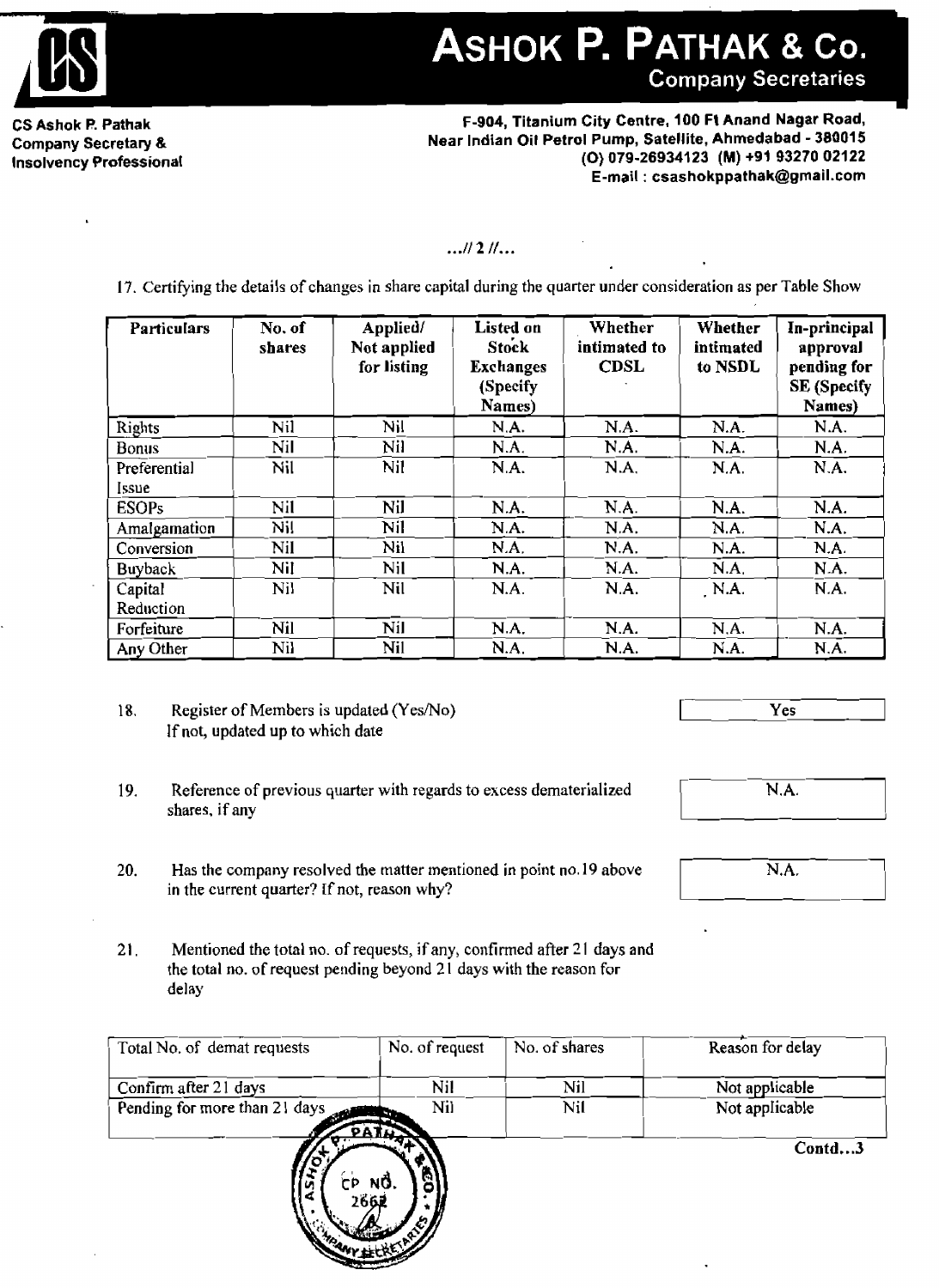# ASHOK P. PATHAK & Co.
**Company Secretaries**

**CS Ashok P. Pathak**
**Company Secretary &**
**Insolvency Professional**

**F-904, Titanium City Centre, 100 Ft Anand Nagar Road,**
**Near Indian Oil Petrol Pump, Satellite, Ahmedabad - 380015**
**(O) 079-26934123 (M) +91 93270 02122**
**E-mail : csashokppathak@gmail.com**

...// 2 //...

17. Certifying the details of changes in share capital during the quarter under consideration as per Table Show

| Particulars | No. of shares | Applied/ Not applied for listing | Listed on Stock Exchanges (Specify Names) | Whether intimated to CDSL | Whether intimated to NSDL | In-principal approval pending for SE (Specify Names) |
|---|---|---|---|---|---|---|
| Rights | Nil | Nil | N.A. | N.A. | N.A. | N.A. |
| Bonus | Nil | Nil | N.A. | N.A. | N.A. | N.A. |
| Preferential Issue | Nil | Nil | N.A. | N.A. | N.A. | N.A. |
| ESOPs | Nil | Nil | N.A. | N.A. | N.A. | N.A. |
| Amalgamation | Nil | Nil | N.A. | N.A. | N.A. | N.A. |
| Conversion | Nil | Nil | N.A. | N.A. | N.A. | N.A. |
| Buyback | Nil | Nil | N.A. | N.A. | N.A. | N.A. |
| Capital Reduction | Nil | Nil | N.A. | N.A. | N.A. | N.A. |
| Forfeiture | Nil | Nil | N.A. | N.A. | N.A. | N.A. |
| Any Other | Nil | Nil | N.A. | N.A. | N.A. | N.A. |

18. Register of Members is updated (Yes/No) — Yes
If not, updated up to which date

19. Reference of previous quarter with regards to excess dematerialized shares, if any — N.A.

20. Has the company resolved the matter mentioned in point no.19 above in the current quarter? If not, reason why? — N.A.

21. Mentioned the total no. of requests, if any, confirmed after 21 days and the total no. of request pending beyond 21 days with the reason for delay

| Total No. of demat requests | No. of request | No. of shares | Reason for delay |
|---|---|---|---|
| Confirm after 21 days | Nil | Nil | Not applicable |
| Pending for more than 21 days | Nil | Nil | Not applicable |

Contd...3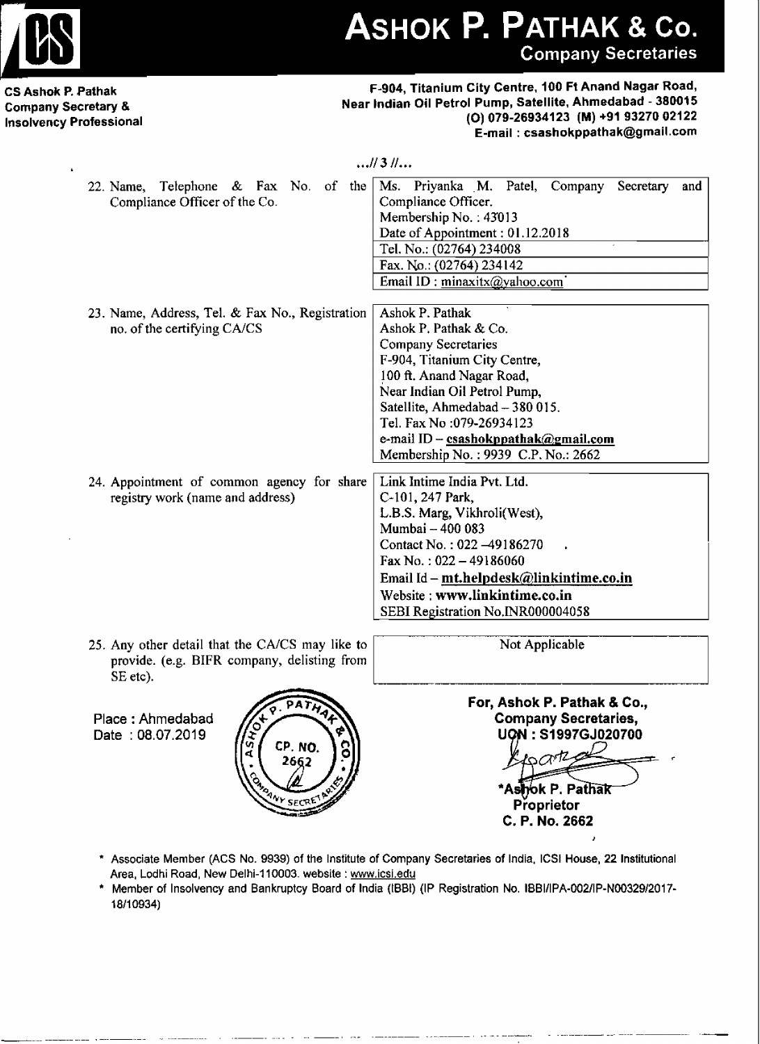**ASHOK P. PATHAK & Co.**
**Company Secretaries**

**CS Ashok P. Pathak**
**Company Secretary &**
**Insolvency Professional**

**F-904, Titanium City Centre, 100 Ft Anand Nagar Road,**
**Near Indian Oil Petrol Pump, Satellite, Ahmedabad - 380015**
**(O) 079-26934123 (M) +91 93270 02122**
**E-mail : csashokppathak@gmail.com**

...// 3 //...

| | |
|---|---|
| 22. Name, Telephone & Fax No. of the Compliance Officer of the Co. | Ms. Priyanka M. Patel, Company Secretary and Compliance Officer.<br>Membership No. : 43013<br>Date of Appointment : 01.12.2018<br>Tel. No.: (02764) 234008<br>Fax. No.: (02764) 234142<br>Email ID : minaxitx@yahoo.com |
| 23. Name, Address, Tel. & Fax No., Registration no. of the certifying CA/CS | Ashok P. Pathak<br>Ashok P. Pathak & Co.<br>Company Secretaries<br>F-904, Titanium City Centre,<br>100 ft. Anand Nagar Road,<br>Near Indian Oil Petrol Pump,<br>Satellite, Ahmedabad – 380 015.<br>Tel. Fax No :079-26934123<br>e-mail ID – **csashokppathak@gmail.com**<br>Membership No. : 9939 C.P. No.: 2662 |
| 24. Appointment of common agency for share registry work (name and address) | Link Intime India Pvt. Ltd.<br>C-101, 247 Park,<br>L.B.S. Marg, Vikhroli(West),<br>Mumbai – 400 083<br>Contact No. : 022 –49186270<br>Fax No. : 022 – 49186060<br>Email Id – **mt.helpdesk@linkintime.co.in**<br>Website : **www.linkintime.co.in**<br>SEBI Registration No.INR000004058 |
| 25. Any other detail that the CA/CS may like to provide. (e.g. BIFR company, delisting from SE etc). | Not Applicable |

Place : Ahmedabad
Date : 08.07.2019

**For, Ashok P. Pathak & Co.,**
**Company Secretaries,**
**UCN : S1997GJ020700**

**\*Ashok P. Pathak**
**Proprietor**
**C. P. No. 2662**

\* Associate Member (ACS No. 9939) of the Institute of Company Secretaries of India, ICSI House, 22 Institutional Area, Lodhi Road, New Delhi-110003. website : www.icsi.edu

\* Member of Insolvency and Bankruptcy Board of India (IBBI) (IP Registration No. IBBI/IPA-002/IP-N00329/2017-18/10934)